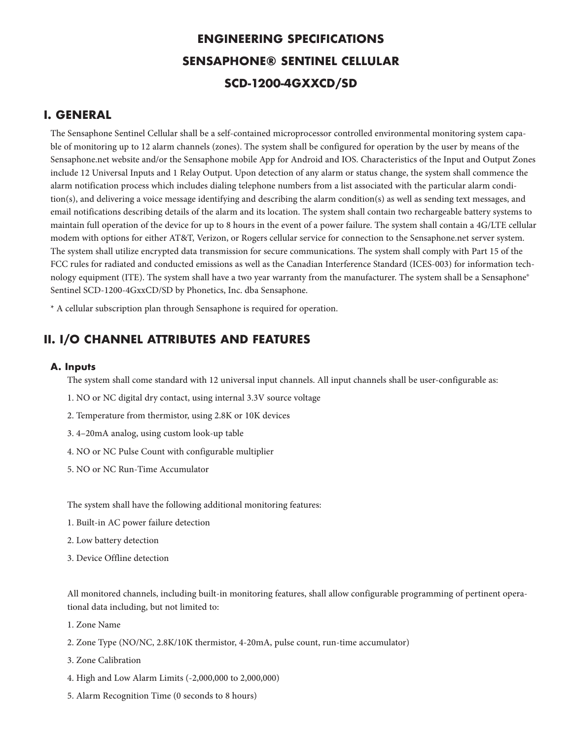# ENGINEERING SPECIFICATIONS
# SENSAPHONE® SENTINEL CELLULAR
# SCD-1200-4GXXCD/SD

## I. GENERAL

The Sensaphone Sentinel Cellular shall be a self-contained microprocessor controlled environmental monitoring system capable of monitoring up to 12 alarm channels (zones). The system shall be configured for operation by the user by means of the Sensaphone.net website and/or the Sensaphone mobile App for Android and IOS. Characteristics of the Input and Output Zones include 12 Universal Inputs and 1 Relay Output. Upon detection of any alarm or status change, the system shall commence the alarm notification process which includes dialing telephone numbers from a list associated with the particular alarm condition(s), and delivering a voice message identifying and describing the alarm condition(s) as well as sending text messages, and email notifications describing details of the alarm and its location. The system shall contain two rechargeable battery systems to maintain full operation of the device for up to 8 hours in the event of a power failure. The system shall contain a 4G/LTE cellular modem with options for either AT&T, Verizon, or Rogers cellular service for connection to the Sensaphone.net server system. The system shall utilize encrypted data transmission for secure communications. The system shall comply with Part 15 of the FCC rules for radiated and conducted emissions as well as the Canadian Interference Standard (ICES-003) for information technology equipment (ITE). The system shall have a two year warranty from the manufacturer. The system shall be a Sensaphone® Sentinel SCD-1200-4GxxCD/SD by Phonetics, Inc. dba Sensaphone.

* A cellular subscription plan through Sensaphone is required for operation.

## II. I/O CHANNEL ATTRIBUTES AND FEATURES

### A. Inputs

The system shall come standard with 12 universal input channels. All input channels shall be user-configurable as:

1. NO or NC digital dry contact, using internal 3.3V source voltage
2. Temperature from thermistor, using 2.8K or 10K devices
3. 4–20mA analog, using custom look-up table
4. NO or NC Pulse Count with configurable multiplier
5. NO or NC Run-Time Accumulator

The system shall have the following additional monitoring features:

1. Built-in AC power failure detection
2. Low battery detection
3. Device Offline detection

All monitored channels, including built-in monitoring features, shall allow configurable programming of pertinent operational data including, but not limited to:

1. Zone Name
2. Zone Type (NO/NC, 2.8K/10K thermistor, 4-20mA, pulse count, run-time accumulator)
3. Zone Calibration
4. High and Low Alarm Limits (-2,000,000 to 2,000,000)
5. Alarm Recognition Time (0 seconds to 8 hours)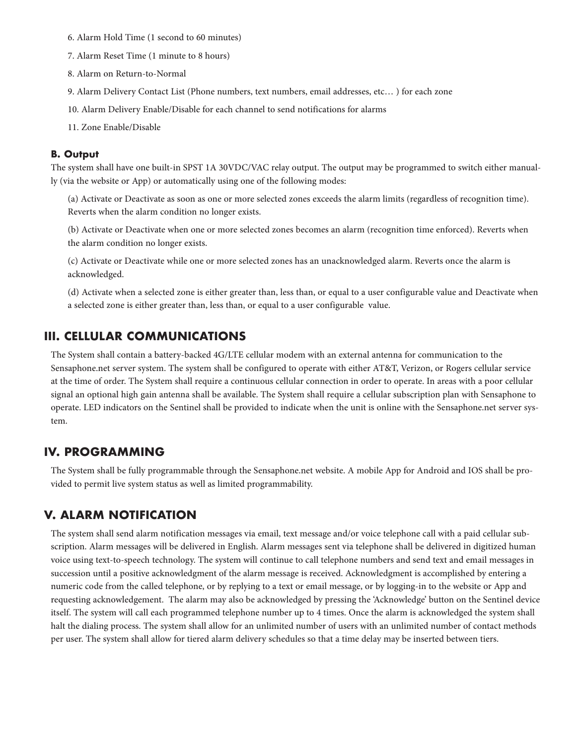6. Alarm Hold Time (1 second to 60 minutes)

7. Alarm Reset Time (1 minute to 8 hours)

8. Alarm on Return-to-Normal

9. Alarm Delivery Contact List (Phone numbers, text numbers, email addresses, etc… ) for each zone

10. Alarm Delivery Enable/Disable for each channel to send notifications for alarms

11. Zone Enable/Disable

### B. Output

The system shall have one built-in SPST 1A 30VDC/VAC relay output. The output may be programmed to switch either manually (via the website or App) or automatically using one of the following modes:

(a) Activate or Deactivate as soon as one or more selected zones exceeds the alarm limits (regardless of recognition time). Reverts when the alarm condition no longer exists.

(b) Activate or Deactivate when one or more selected zones becomes an alarm (recognition time enforced). Reverts when the alarm condition no longer exists.

(c) Activate or Deactivate while one or more selected zones has an unacknowledged alarm. Reverts once the alarm is acknowledged.

(d) Activate when a selected zone is either greater than, less than, or equal to a user configurable value and Deactivate when a selected zone is either greater than, less than, or equal to a user configurable value.

## III. CELLULAR COMMUNICATIONS

The System shall contain a battery-backed 4G/LTE cellular modem with an external antenna for communication to the Sensaphone.net server system. The system shall be configured to operate with either AT&T, Verizon, or Rogers cellular service at the time of order. The System shall require a continuous cellular connection in order to operate. In areas with a poor cellular signal an optional high gain antenna shall be available. The System shall require a cellular subscription plan with Sensaphone to operate. LED indicators on the Sentinel shall be provided to indicate when the unit is online with the Sensaphone.net server system.

## IV. PROGRAMMING

The System shall be fully programmable through the Sensaphone.net website. A mobile App for Android and IOS shall be provided to permit live system status as well as limited programmability.

## V. ALARM NOTIFICATION

The system shall send alarm notification messages via email, text message and/or voice telephone call with a paid cellular subscription. Alarm messages will be delivered in English. Alarm messages sent via telephone shall be delivered in digitized human voice using text-to-speech technology. The system will continue to call telephone numbers and send text and email messages in succession until a positive acknowledgment of the alarm message is received. Acknowledgment is accomplished by entering a numeric code from the called telephone, or by replying to a text or email message, or by logging-in to the website or App and requesting acknowledgement. The alarm may also be acknowledged by pressing the 'Acknowledge' button on the Sentinel device itself. The system will call each programmed telephone number up to 4 times. Once the alarm is acknowledged the system shall halt the dialing process. The system shall allow for an unlimited number of users with an unlimited number of contact methods per user. The system shall allow for tiered alarm delivery schedules so that a time delay may be inserted between tiers.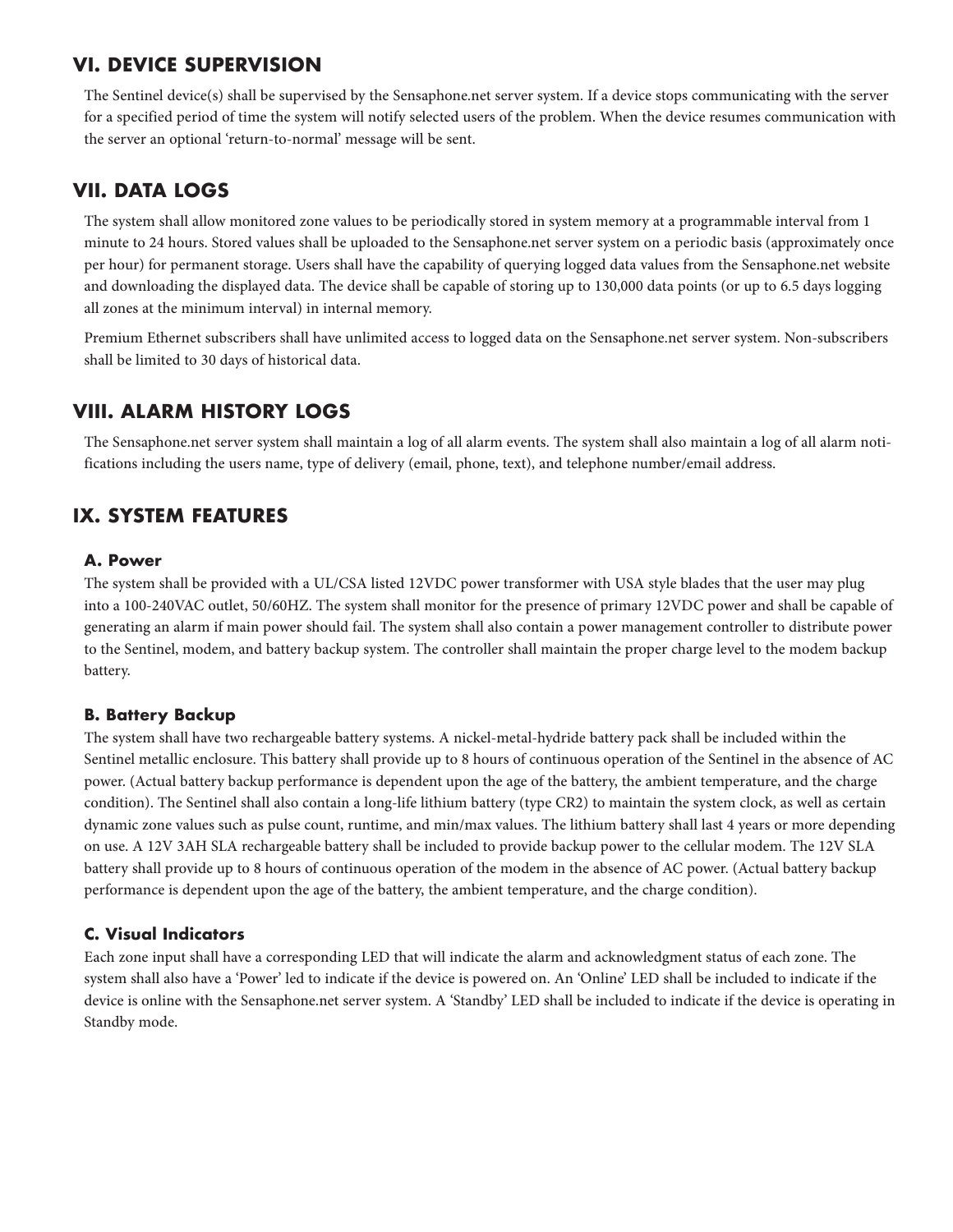## VI. DEVICE SUPERVISION

The Sentinel device(s) shall be supervised by the Sensaphone.net server system. If a device stops communicating with the server for a specified period of time the system will notify selected users of the problem. When the device resumes communication with the server an optional 'return-to-normal' message will be sent.

## VII. DATA LOGS

The system shall allow monitored zone values to be periodically stored in system memory at a programmable interval from 1 minute to 24 hours. Stored values shall be uploaded to the Sensaphone.net server system on a periodic basis (approximately once per hour) for permanent storage. Users shall have the capability of querying logged data values from the Sensaphone.net website and downloading the displayed data. The device shall be capable of storing up to 130,000 data points (or up to 6.5 days logging all zones at the minimum interval) in internal memory.

Premium Ethernet subscribers shall have unlimited access to logged data on the Sensaphone.net server system. Non-subscribers shall be limited to 30 days of historical data.

## VIII. ALARM HISTORY LOGS

The Sensaphone.net server system shall maintain a log of all alarm events. The system shall also maintain a log of all alarm notifications including the users name, type of delivery (email, phone, text), and telephone number/email address.

## IX. SYSTEM FEATURES

### A. Power

The system shall be provided with a UL/CSA listed 12VDC power transformer with USA style blades that the user may plug into a 100-240VAC outlet, 50/60HZ. The system shall monitor for the presence of primary 12VDC power and shall be capable of generating an alarm if main power should fail. The system shall also contain a power management controller to distribute power to the Sentinel, modem, and battery backup system. The controller shall maintain the proper charge level to the modem backup battery.

### B. Battery Backup

The system shall have two rechargeable battery systems. A nickel-metal-hydride battery pack shall be included within the Sentinel metallic enclosure. This battery shall provide up to 8 hours of continuous operation of the Sentinel in the absence of AC power. (Actual battery backup performance is dependent upon the age of the battery, the ambient temperature, and the charge condition). The Sentinel shall also contain a long-life lithium battery (type CR2) to maintain the system clock, as well as certain dynamic zone values such as pulse count, runtime, and min/max values. The lithium battery shall last 4 years or more depending on use. A 12V 3AH SLA rechargeable battery shall be included to provide backup power to the cellular modem. The 12V SLA battery shall provide up to 8 hours of continuous operation of the modem in the absence of AC power. (Actual battery backup performance is dependent upon the age of the battery, the ambient temperature, and the charge condition).

### C. Visual Indicators

Each zone input shall have a corresponding LED that will indicate the alarm and acknowledgment status of each zone. The system shall also have a 'Power' led to indicate if the device is powered on. An 'Online' LED shall be included to indicate if the device is online with the Sensaphone.net server system. A 'Standby' LED shall be included to indicate if the device is operating in Standby mode.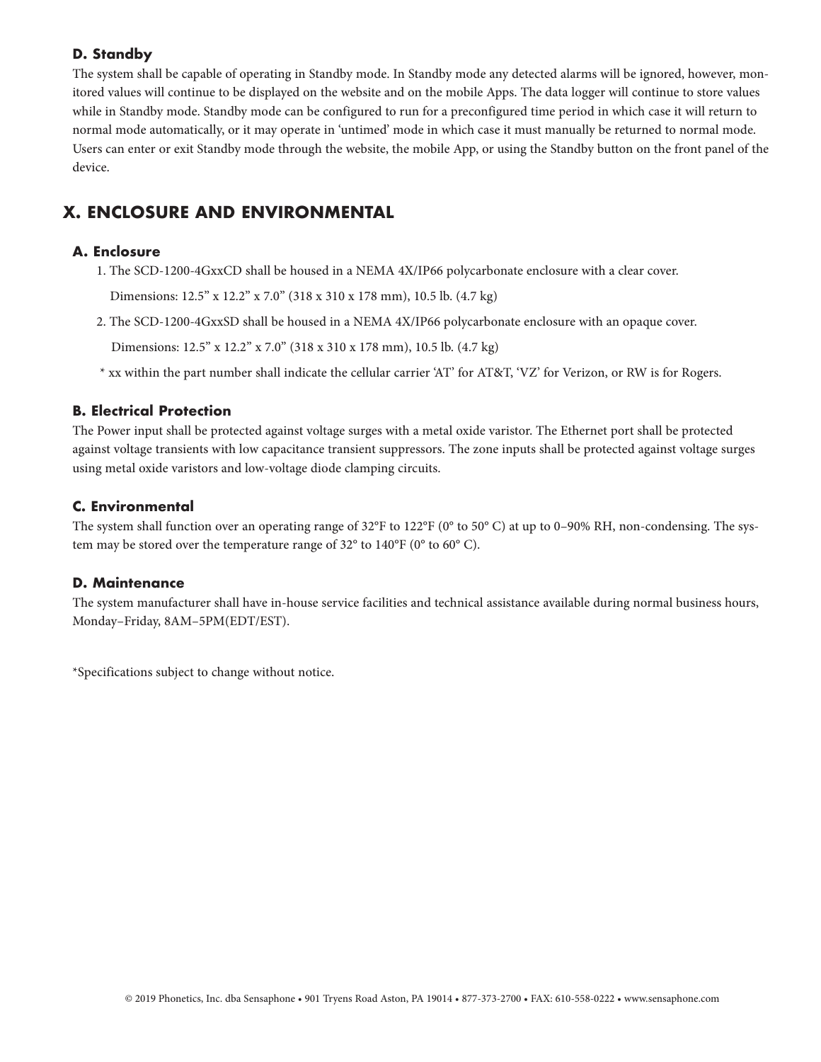### D. Standby

The system shall be capable of operating in Standby mode. In Standby mode any detected alarms will be ignored, however, monitored values will continue to be displayed on the website and on the mobile Apps. The data logger will continue to store values while in Standby mode. Standby mode can be configured to run for a preconfigured time period in which case it will return to normal mode automatically, or it may operate in 'untimed' mode in which case it must manually be returned to normal mode. Users can enter or exit Standby mode through the website, the mobile App, or using the Standby button on the front panel of the device.

## X. ENCLOSURE AND ENVIRONMENTAL

### A. Enclosure

1. The SCD-1200-4GxxCD shall be housed in a NEMA 4X/IP66 polycarbonate enclosure with a clear cover.

   Dimensions: 12.5" x 12.2" x 7.0" (318 x 310 x 178 mm), 10.5 lb. (4.7 kg)

2. The SCD-1200-4GxxSD shall be housed in a NEMA 4X/IP66 polycarbonate enclosure with an opaque cover.

   Dimensions: 12.5" x 12.2" x 7.0" (318 x 310 x 178 mm), 10.5 lb. (4.7 kg)

\* xx within the part number shall indicate the cellular carrier 'AT' for AT&T, 'VZ' for Verizon, or RW is for Rogers.

### B. Electrical Protection

The Power input shall be protected against voltage surges with a metal oxide varistor. The Ethernet port shall be protected against voltage transients with low capacitance transient suppressors. The zone inputs shall be protected against voltage surges using metal oxide varistors and low-voltage diode clamping circuits.

### C. Environmental

The system shall function over an operating range of 32°F to 122°F (0° to 50° C) at up to 0–90% RH, non-condensing. The system may be stored over the temperature range of 32° to 140°F (0° to 60° C).

### D. Maintenance

The system manufacturer shall have in-house service facilities and technical assistance available during normal business hours, Monday–Friday, 8AM–5PM(EDT/EST).

*Specifications subject to change without notice.

© 2019 Phonetics, Inc. dba Sensaphone • 901 Tryens Road Aston, PA 19014 • 877-373-2700 • FAX: 610-558-0222 • www.sensaphone.com